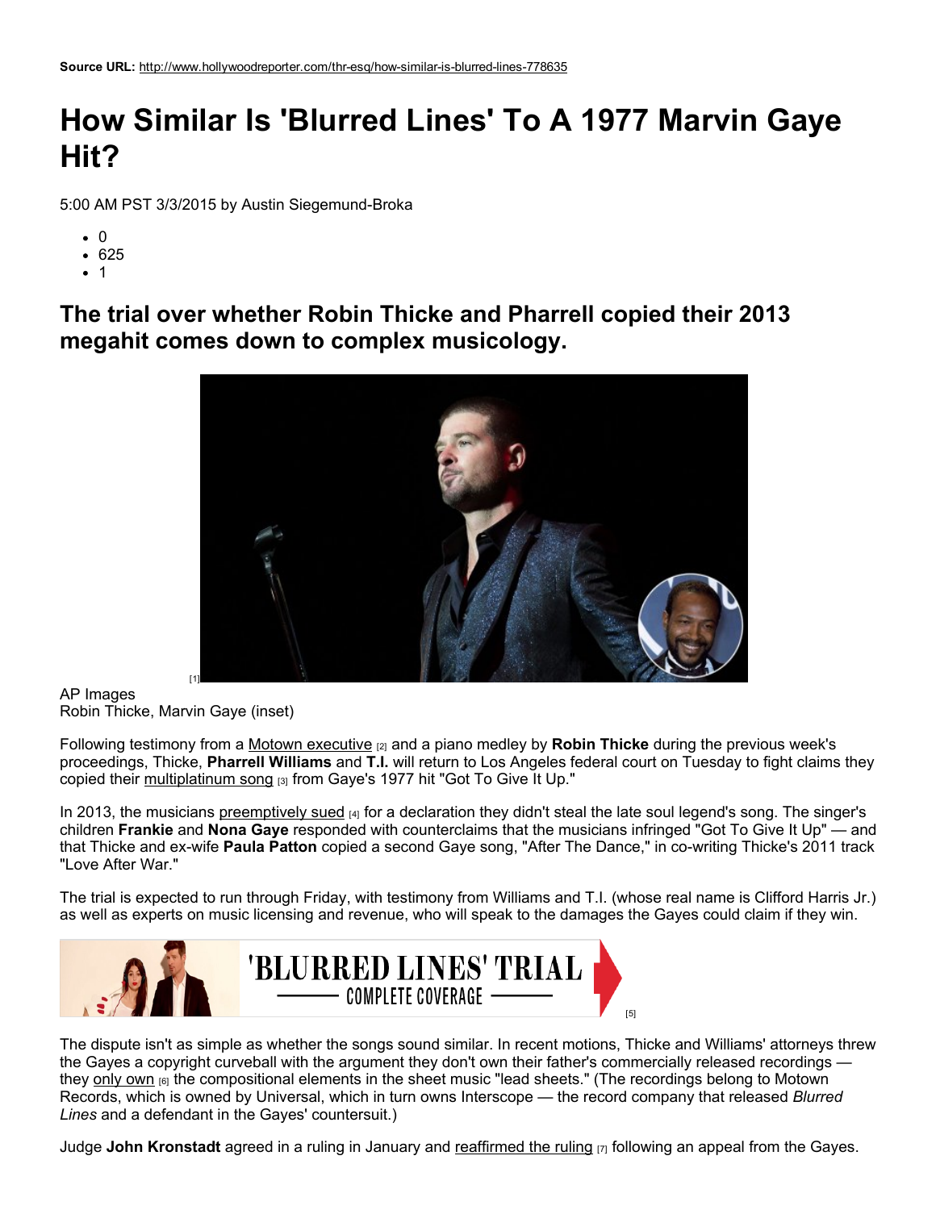**Source URL:** http://www.hollywoodreporter.com/thr-esq/how-similar-is-blurred-lines-778635

# How Similar Is 'Blurred Lines' To A 1977 Marvin Gaye Hit?

5:00 AM PST 3/3/2015 by Austin Siegemund-Broka

- 0
- 625
- 1

## The trial over whether Robin Thicke and Pharrell copied their 2013 megahit comes down to complex musicology.

[1]

AP Images
Robin Thicke, Marvin Gaye (inset)

Following testimony from a Motown executive [2] and a piano medley by **Robin Thicke** during the previous week's proceedings, Thicke, **Pharrell Williams** and **T.I.** will return to Los Angeles federal court on Tuesday to fight claims they copied their multiplatinum song [3] from Gaye's 1977 hit "Got To Give It Up."

In 2013, the musicians preemptively sued [4] for a declaration they didn't steal the late soul legend's song. The singer's children **Frankie** and **Nona Gaye** responded with counterclaims that the musicians infringed "Got To Give It Up" — and that Thicke and ex-wife **Paula Patton** copied a second Gaye song, "After The Dance," in co-writing Thicke's 2011 track "Love After War."

The trial is expected to run through Friday, with testimony from Williams and T.I. (whose real name is Clifford Harris Jr.) as well as experts on music licensing and revenue, who will speak to the damages the Gayes could claim if they win.

'BLURRED LINES' TRIAL — COMPLETE COVERAGE [5]

The dispute isn't as simple as whether the songs sound similar. In recent motions, Thicke and Williams' attorneys threw the Gayes a copyright curveball with the argument they don't own their father's commercially released recordings — they only own [6] the compositional elements in the sheet music "lead sheets." (The recordings belong to Motown Records, which is owned by Universal, which in turn owns Interscope — the record company that released *Blurred Lines* and a defendant in the Gayes' countersuit.)

Judge **John Kronstadt** agreed in a ruling in January and reaffirmed the ruling [7] following an appeal from the Gayes.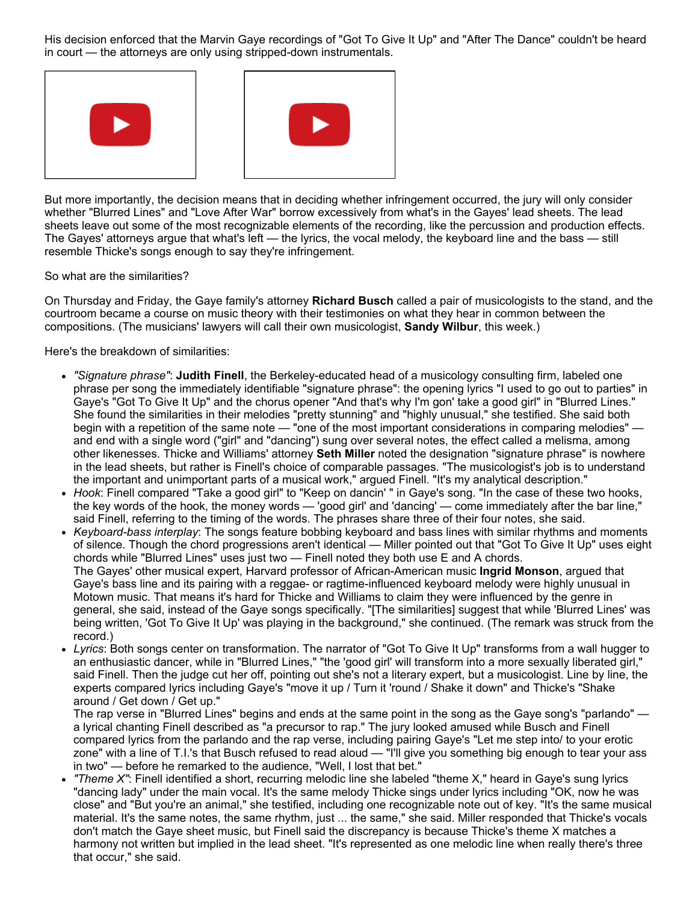His decision enforced that the Marvin Gaye recordings of "Got To Give It Up" and "After The Dance" couldn't be heard in court — the attorneys are only using stripped-down instrumentals.

But more importantly, the decision means that in deciding whether infringement occurred, the jury will only consider whether "Blurred Lines" and "Love After War" borrow excessively from what's in the Gayes' lead sheets. The lead sheets leave out some of the most recognizable elements of the recording, like the percussion and production effects. The Gayes' attorneys argue that what's left — the lyrics, the vocal melody, the keyboard line and the bass — still resemble Thicke's songs enough to say they're infringement.

So what are the similarities?

On Thursday and Friday, the Gaye family's attorney **Richard Busch** called a pair of musicologists to the stand, and the courtroom became a course on music theory with their testimonies on what they hear in common between the compositions. (The musicians' lawyers will call their own musicologist, **Sandy Wilbur**, this week.)

Here's the breakdown of similarities:

- *"Signature phrase"*: **Judith Finell**, the Berkeley-educated head of a musicology consulting firm, labeled one phrase per song the immediately identifiable "signature phrase": the opening lyrics "I used to go out to parties" in Gaye's "Got To Give It Up" and the chorus opener "And that's why I'm gon' take a good girl" in "Blurred Lines." She found the similarities in their melodies "pretty stunning" and "highly unusual," she testified. She said both begin with a repetition of the same note — "one of the most important considerations in comparing melodies" — and end with a single word ("girl" and "dancing") sung over several notes, the effect called a melisma, among other likenesses. Thicke and Williams' attorney **Seth Miller** noted the designation "signature phrase" is nowhere in the lead sheets, but rather is Finell's choice of comparable passages. "The musicologist's job is to understand the important and unimportant parts of a musical work," argued Finell. "It's my analytical description."
- *Hook*: Finell compared "Take a good girl" to "Keep on dancin' " in Gaye's song. "In the case of these two hooks, the key words of the hook, the money words — 'good girl' and 'dancing' — come immediately after the bar line," said Finell, referring to the timing of the words. The phrases share three of their four notes, she said.
- *Keyboard-bass interplay*: The songs feature bobbing keyboard and bass lines with similar rhythms and moments of silence. Though the chord progressions aren't identical — Miller pointed out that "Got To Give It Up" uses eight chords while "Blurred Lines" uses just two — Finell noted they both use E and A chords.
  The Gayes' other musical expert, Harvard professor of African-American music **Ingrid Monson**, argued that Gaye's bass line and its pairing with a reggae- or ragtime-influenced keyboard melody were highly unusual in Motown music. That means it's hard for Thicke and Williams to claim they were influenced by the genre in general, she said, instead of the Gaye songs specifically. "[The similarities] suggest that while 'Blurred Lines' was being written, 'Got To Give It Up' was playing in the background," she continued. (The remark was struck from the record.)
- *Lyrics*: Both songs center on transformation. The narrator of "Got To Give It Up" transforms from a wall hugger to an enthusiastic dancer, while in "Blurred Lines," "the 'good girl' will transform into a more sexually liberated girl," said Finell. Then the judge cut her off, pointing out she's not a literary expert, but a musicologist. Line by line, the experts compared lyrics including Gaye's "move it up / Turn it 'round / Shake it down" and Thicke's "Shake around / Get down / Get up."
  The rap verse in "Blurred Lines" begins and ends at the same point in the song as the Gaye song's "parlando" — a lyrical chanting Finell described as "a precursor to rap." The jury looked amused while Busch and Finell compared lyrics from the parlando and the rap verse, including pairing Gaye's "Let me step into/ to your erotic zone" with a line of T.I.'s that Busch refused to read aloud — "I'll give you something big enough to tear your ass in two" — before he remarked to the audience, "Well, I lost that bet."
- *"Theme X"*: Finell identified a short, recurring melodic line she labeled "theme X," heard in Gaye's sung lyrics "dancing lady" under the main vocal. It's the same melody Thicke sings under lyrics including "OK, now he was close" and "But you're an animal," she testified, including one recognizable note out of key. "It's the same musical material. It's the same notes, the same rhythm, just ... the same," she said. Miller responded that Thicke's vocals don't match the Gaye sheet music, but Finell said the discrepancy is because Thicke's theme X matches a harmony not written but implied in the lead sheet. "It's represented as one melodic line when really there's three that occur," she said.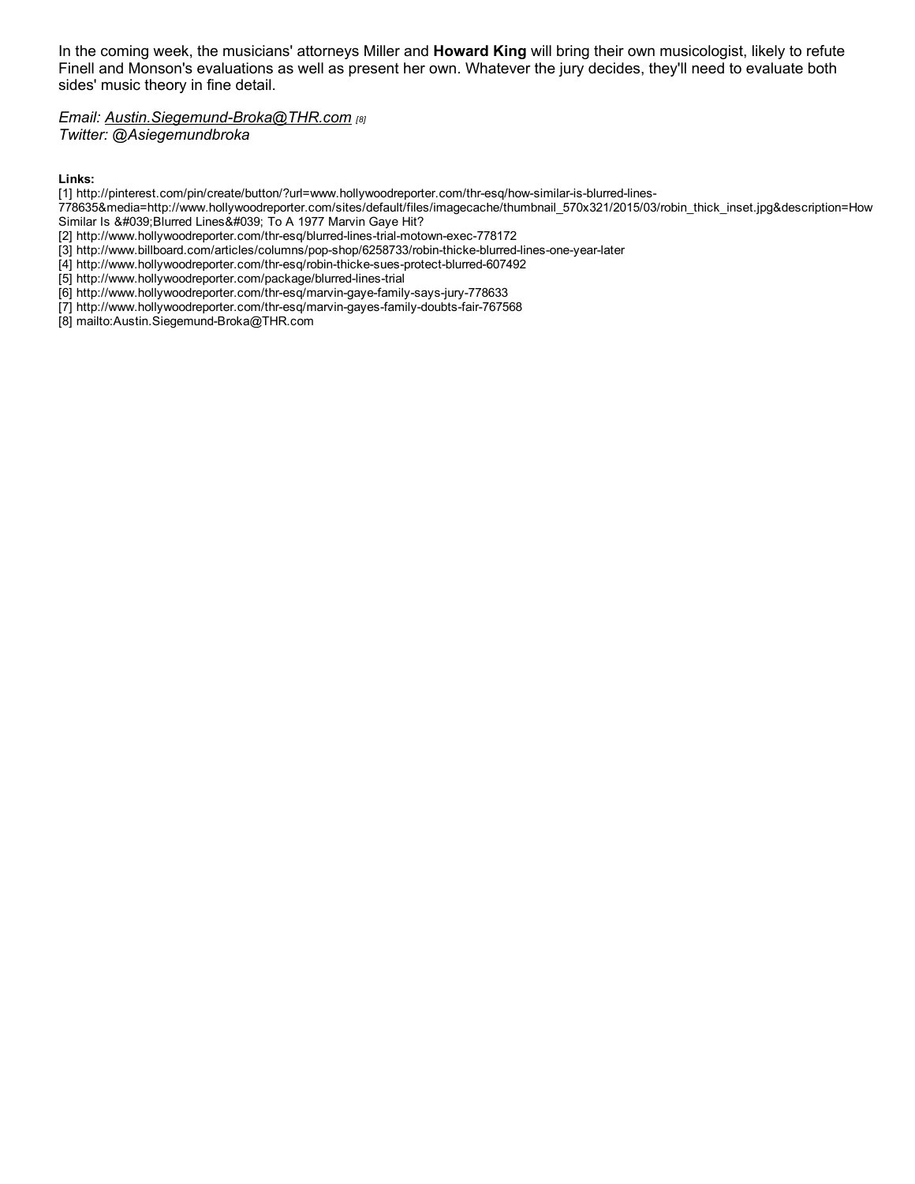In the coming week, the musicians' attorneys Miller and **Howard King** will bring their own musicologist, likely to refute Finell and Monson's evaluations as well as present her own. Whatever the jury decides, they'll need to evaluate both sides' music theory in fine detail.

*Email: Austin.Siegemund-Broka@THR.com [8]*
*Twitter: @Asiegemundbroka*

**Links:**
[1] http://pinterest.com/pin/create/button/?url=www.hollywoodreporter.com/thr-esq/how-similar-is-blurred-lines-778635&media=http://www.hollywoodreporter.com/sites/default/files/imagecache/thumbnail_570x321/2015/03/robin_thick_inset.jpg&description=How Similar Is &#039;Blurred Lines&#039; To A 1977 Marvin Gaye Hit?
[2] http://www.hollywoodreporter.com/thr-esq/blurred-lines-trial-motown-exec-778172
[3] http://www.billboard.com/articles/columns/pop-shop/6258733/robin-thicke-blurred-lines-one-year-later
[4] http://www.hollywoodreporter.com/thr-esq/robin-thicke-sues-protect-blurred-607492
[5] http://www.hollywoodreporter.com/package/blurred-lines-trial
[6] http://www.hollywoodreporter.com/thr-esq/marvin-gaye-family-says-jury-778633
[7] http://www.hollywoodreporter.com/thr-esq/marvin-gayes-family-doubts-fair-767568
[8] mailto:Austin.Siegemund-Broka@THR.com